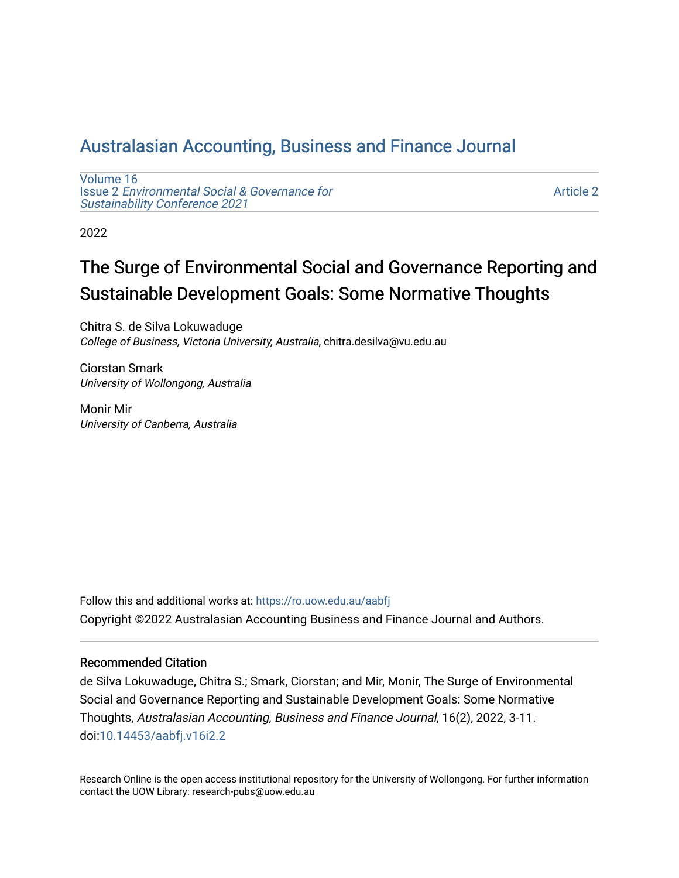# Australasian Accounting, Business and Finance Journal

Volume 16
Issue 2 *Environmental Social & Governance for Sustainability Conference 2021*

Article 2

2022

## The Surge of Environmental Social and Governance Reporting and Sustainable Development Goals: Some Normative Thoughts

Chitra S. de Silva Lokuwaduge
*College of Business, Victoria University, Australia*, chitra.desilva@vu.edu.au

Ciorstan Smark
*University of Wollongong, Australia*

Monir Mir
*University of Canberra, Australia*

Follow this and additional works at: https://ro.uow.edu.au/aabfj

Copyright ©2022 Australasian Accounting Business and Finance Journal and Authors.

### Recommended Citation

de Silva Lokuwaduge, Chitra S.; Smark, Ciorstan; and Mir, Monir, The Surge of Environmental Social and Governance Reporting and Sustainable Development Goals: Some Normative Thoughts, *Australasian Accounting, Business and Finance Journal*, 16(2), 2022, 3-11. doi:10.14453/aabfj.v16i2.2

Research Online is the open access institutional repository for the University of Wollongong. For further information contact the UOW Library: research-pubs@uow.edu.au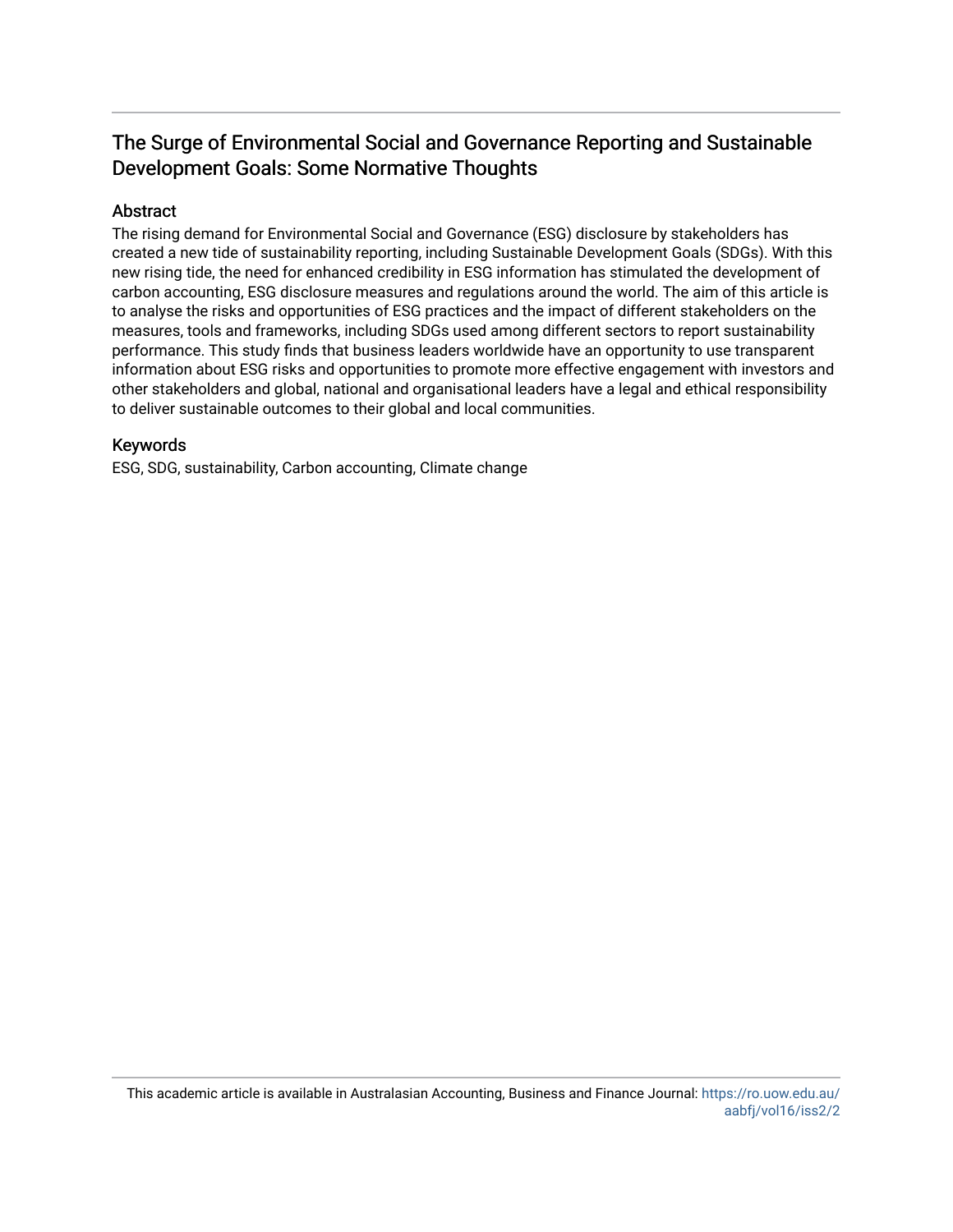# The Surge of Environmental Social and Governance Reporting and Sustainable Development Goals: Some Normative Thoughts

## Abstract

The rising demand for Environmental Social and Governance (ESG) disclosure by stakeholders has created a new tide of sustainability reporting, including Sustainable Development Goals (SDGs). With this new rising tide, the need for enhanced credibility in ESG information has stimulated the development of carbon accounting, ESG disclosure measures and regulations around the world. The aim of this article is to analyse the risks and opportunities of ESG practices and the impact of different stakeholders on the measures, tools and frameworks, including SDGs used among different sectors to report sustainability performance. This study finds that business leaders worldwide have an opportunity to use transparent information about ESG risks and opportunities to promote more effective engagement with investors and other stakeholders and global, national and organisational leaders have a legal and ethical responsibility to deliver sustainable outcomes to their global and local communities.

## Keywords

ESG, SDG, sustainability, Carbon accounting, Climate change

This academic article is available in Australasian Accounting, Business and Finance Journal: https://ro.uow.edu.au/aabfj/vol16/iss2/2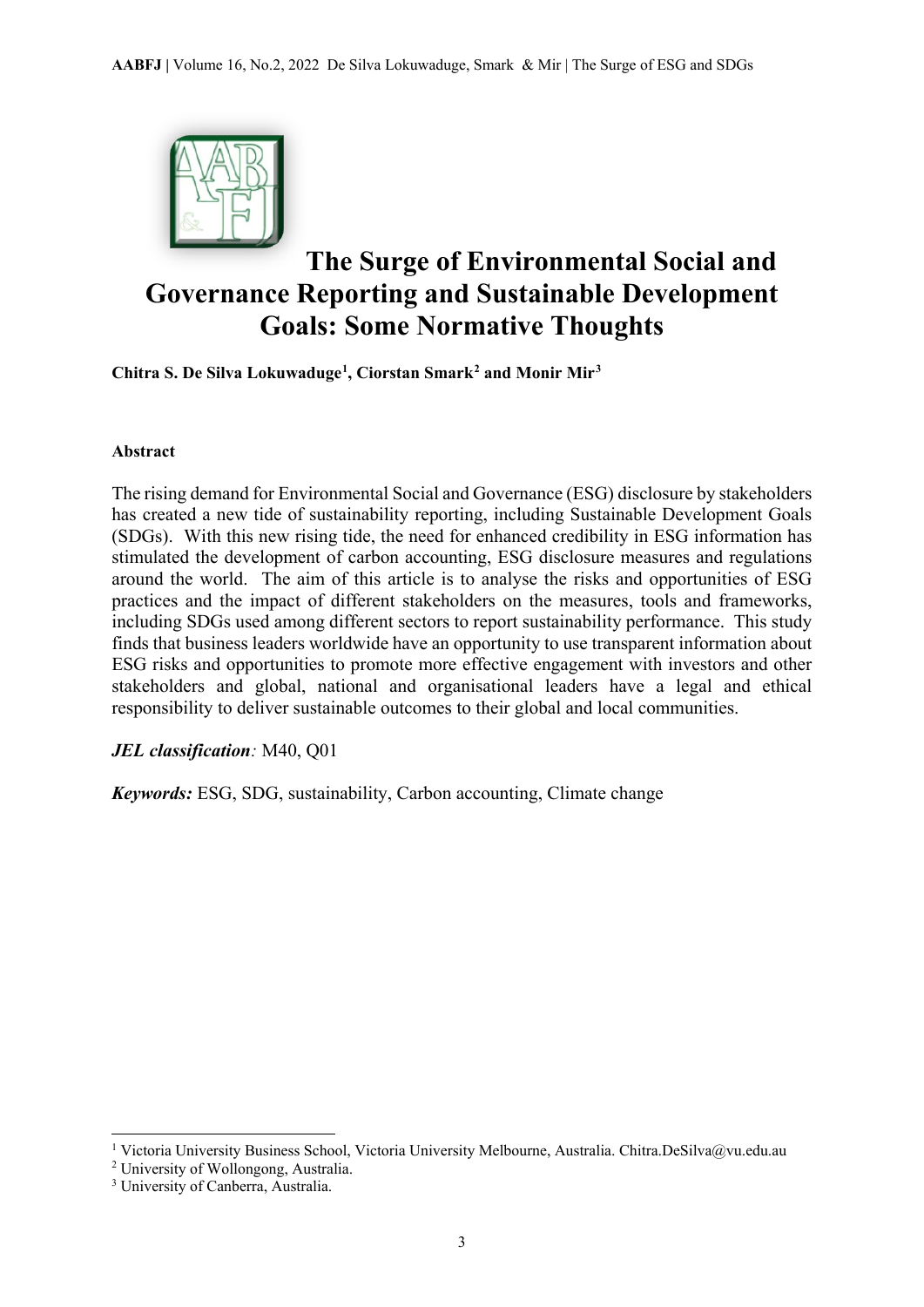# The Surge of Environmental Social and Governance Reporting and Sustainable Development Goals: Some Normative Thoughts

**Chitra S. De Silva Lokuwaduge[1], Ciorstan Smark[2] and Monir Mir[3]**

**Abstract**

The rising demand for Environmental Social and Governance (ESG) disclosure by stakeholders has created a new tide of sustainability reporting, including Sustainable Development Goals (SDGs). With this new rising tide, the need for enhanced credibility in ESG information has stimulated the development of carbon accounting, ESG disclosure measures and regulations around the world. The aim of this article is to analyse the risks and opportunities of ESG practices and the impact of different stakeholders on the measures, tools and frameworks, including SDGs used among different sectors to report sustainability performance. This study finds that business leaders worldwide have an opportunity to use transparent information about ESG risks and opportunities to promote more effective engagement with investors and other stakeholders and global, national and organisational leaders have a legal and ethical responsibility to deliver sustainable outcomes to their global and local communities.

***JEL classification**:* M40, Q01

***Keywords:*** ESG, SDG, sustainability, Carbon accounting, Climate change

---

[1] Victoria University Business School, Victoria University Melbourne, Australia. Chitra.DeSilva@vu.edu.au

[2] University of Wollongong, Australia.

[3] University of Canberra, Australia.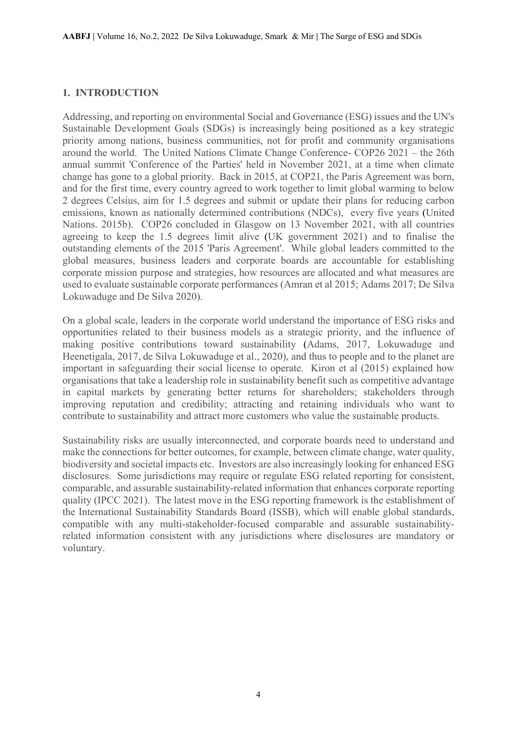## 1. INTRODUCTION

Addressing, and reporting on environmental Social and Governance (ESG) issues and the UN's Sustainable Development Goals (SDGs) is increasingly being positioned as a key strategic priority among nations, business communities, not for profit and community organisations around the world. The United Nations Climate Change Conference- COP26 2021 – the 26th annual summit 'Conference of the Parties' held in November 2021, at a time when climate change has gone to a global priority. Back in 2015, at COP21, the Paris Agreement was born, and for the first time, every country agreed to work together to limit global warming to below 2 degrees Celsius, aim for 1.5 degrees and submit or update their plans for reducing carbon emissions, known as nationally determined contributions (NDCs), every five years (United Nations. 2015b). COP26 concluded in Glasgow on 13 November 2021, with all countries agreeing to keep the 1.5 degrees limit alive (UK government 2021) and to finalise the outstanding elements of the 2015 'Paris Agreement'. While global leaders committed to the global measures, business leaders and corporate boards are accountable for establishing corporate mission purpose and strategies, how resources are allocated and what measures are used to evaluate sustainable corporate performances (Amran et al 2015; Adams 2017; De Silva Lokuwaduge and De Silva 2020).

On a global scale, leaders in the corporate world understand the importance of ESG risks and opportunities related to their business models as a strategic priority, and the influence of making positive contributions toward sustainability (Adams, 2017, Lokuwaduge and Heenetigala, 2017, de Silva Lokuwaduge et al., 2020), and thus to people and to the planet are important in safeguarding their social license to operate. Kiron et al (2015) explained how organisations that take a leadership role in sustainability benefit such as competitive advantage in capital markets by generating better returns for shareholders; stakeholders through improving reputation and credibility; attracting and retaining individuals who want to contribute to sustainability and attract more customers who value the sustainable products.

Sustainability risks are usually interconnected, and corporate boards need to understand and make the connections for better outcomes, for example, between climate change, water quality, biodiversity and societal impacts etc. Investors are also increasingly looking for enhanced ESG disclosures. Some jurisdictions may require or regulate ESG related reporting for consistent, comparable, and assurable sustainability-related information that enhances corporate reporting quality (IPCC 2021). The latest move in the ESG reporting framework is the establishment of the International Sustainability Standards Board (ISSB), which will enable global standards, compatible with any multi-stakeholder-focused comparable and assurable sustainability-related information consistent with any jurisdictions where disclosures are mandatory or voluntary.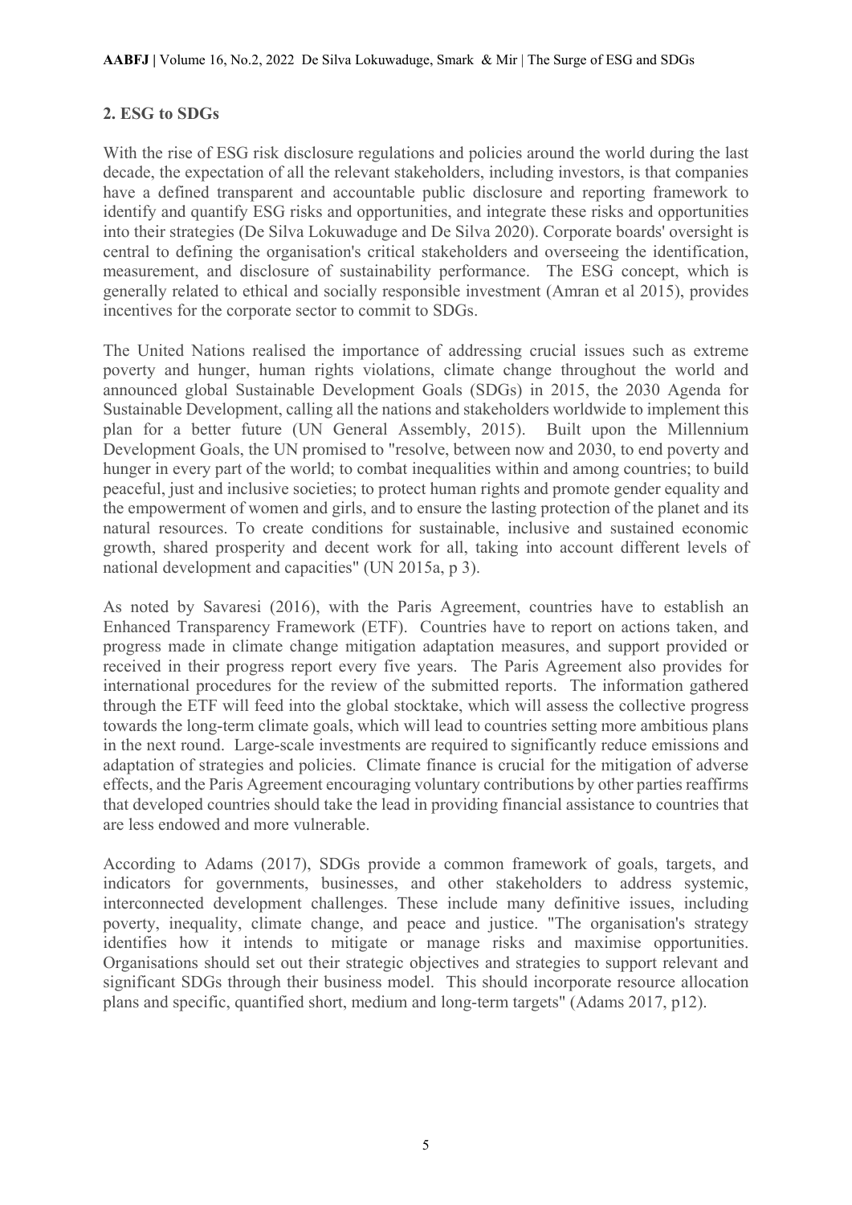## 2. ESG to SDGs

With the rise of ESG risk disclosure regulations and policies around the world during the last decade, the expectation of all the relevant stakeholders, including investors, is that companies have a defined transparent and accountable public disclosure and reporting framework to identify and quantify ESG risks and opportunities, and integrate these risks and opportunities into their strategies (De Silva Lokuwaduge and De Silva 2020). Corporate boards' oversight is central to defining the organisation's critical stakeholders and overseeing the identification, measurement, and disclosure of sustainability performance. The ESG concept, which is generally related to ethical and socially responsible investment (Amran et al 2015), provides incentives for the corporate sector to commit to SDGs.

The United Nations realised the importance of addressing crucial issues such as extreme poverty and hunger, human rights violations, climate change throughout the world and announced global Sustainable Development Goals (SDGs) in 2015, the 2030 Agenda for Sustainable Development, calling all the nations and stakeholders worldwide to implement this plan for a better future (UN General Assembly, 2015). Built upon the Millennium Development Goals, the UN promised to "resolve, between now and 2030, to end poverty and hunger in every part of the world; to combat inequalities within and among countries; to build peaceful, just and inclusive societies; to protect human rights and promote gender equality and the empowerment of women and girls, and to ensure the lasting protection of the planet and its natural resources. To create conditions for sustainable, inclusive and sustained economic growth, shared prosperity and decent work for all, taking into account different levels of national development and capacities" (UN 2015a, p 3).

As noted by Savaresi (2016), with the Paris Agreement, countries have to establish an Enhanced Transparency Framework (ETF). Countries have to report on actions taken, and progress made in climate change mitigation adaptation measures, and support provided or received in their progress report every five years. The Paris Agreement also provides for international procedures for the review of the submitted reports. The information gathered through the ETF will feed into the global stocktake, which will assess the collective progress towards the long-term climate goals, which will lead to countries setting more ambitious plans in the next round. Large-scale investments are required to significantly reduce emissions and adaptation of strategies and policies. Climate finance is crucial for the mitigation of adverse effects, and the Paris Agreement encouraging voluntary contributions by other parties reaffirms that developed countries should take the lead in providing financial assistance to countries that are less endowed and more vulnerable.

According to Adams (2017), SDGs provide a common framework of goals, targets, and indicators for governments, businesses, and other stakeholders to address systemic, interconnected development challenges. These include many definitive issues, including poverty, inequality, climate change, and peace and justice. "The organisation's strategy identifies how it intends to mitigate or manage risks and maximise opportunities. Organisations should set out their strategic objectives and strategies to support relevant and significant SDGs through their business model. This should incorporate resource allocation plans and specific, quantified short, medium and long-term targets" (Adams 2017, p12).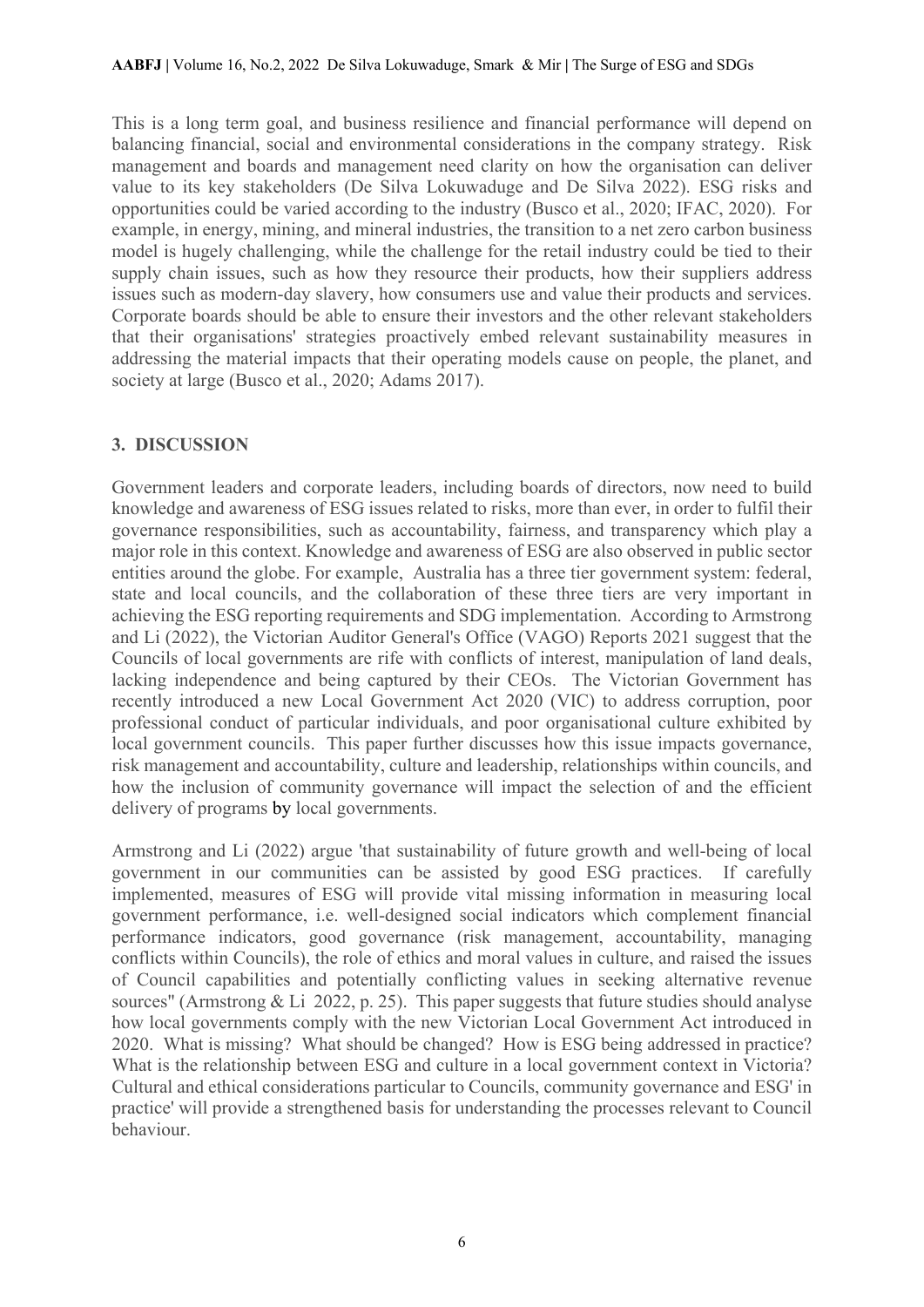This is a long term goal, and business resilience and financial performance will depend on balancing financial, social and environmental considerations in the company strategy. Risk management and boards and management need clarity on how the organisation can deliver value to its key stakeholders (De Silva Lokuwaduge and De Silva 2022). ESG risks and opportunities could be varied according to the industry (Busco et al., 2020; IFAC, 2020). For example, in energy, mining, and mineral industries, the transition to a net zero carbon business model is hugely challenging, while the challenge for the retail industry could be tied to their supply chain issues, such as how they resource their products, how their suppliers address issues such as modern-day slavery, how consumers use and value their products and services. Corporate boards should be able to ensure their investors and the other relevant stakeholders that their organisations' strategies proactively embed relevant sustainability measures in addressing the material impacts that their operating models cause on people, the planet, and society at large (Busco et al., 2020; Adams 2017).

## 3. DISCUSSION

Government leaders and corporate leaders, including boards of directors, now need to build knowledge and awareness of ESG issues related to risks, more than ever, in order to fulfil their governance responsibilities, such as accountability, fairness, and transparency which play a major role in this context. Knowledge and awareness of ESG are also observed in public sector entities around the globe. For example, Australia has a three tier government system: federal, state and local councils, and the collaboration of these three tiers are very important in achieving the ESG reporting requirements and SDG implementation. According to Armstrong and Li (2022), the Victorian Auditor General's Office (VAGO) Reports 2021 suggest that the Councils of local governments are rife with conflicts of interest, manipulation of land deals, lacking independence and being captured by their CEOs. The Victorian Government has recently introduced a new Local Government Act 2020 (VIC) to address corruption, poor professional conduct of particular individuals, and poor organisational culture exhibited by local government councils. This paper further discusses how this issue impacts governance, risk management and accountability, culture and leadership, relationships within councils, and how the inclusion of community governance will impact the selection of and the efficient delivery of programs by local governments.

Armstrong and Li (2022) argue 'that sustainability of future growth and well-being of local government in our communities can be assisted by good ESG practices. If carefully implemented, measures of ESG will provide vital missing information in measuring local government performance, i.e. well-designed social indicators which complement financial performance indicators, good governance (risk management, accountability, managing conflicts within Councils), the role of ethics and moral values in culture, and raised the issues of Council capabilities and potentially conflicting values in seeking alternative revenue sources" (Armstrong & Li 2022, p. 25). This paper suggests that future studies should analyse how local governments comply with the new Victorian Local Government Act introduced in 2020. What is missing? What should be changed? How is ESG being addressed in practice? What is the relationship between ESG and culture in a local government context in Victoria? Cultural and ethical considerations particular to Councils, community governance and ESG' in practice' will provide a strengthened basis for understanding the processes relevant to Council behaviour.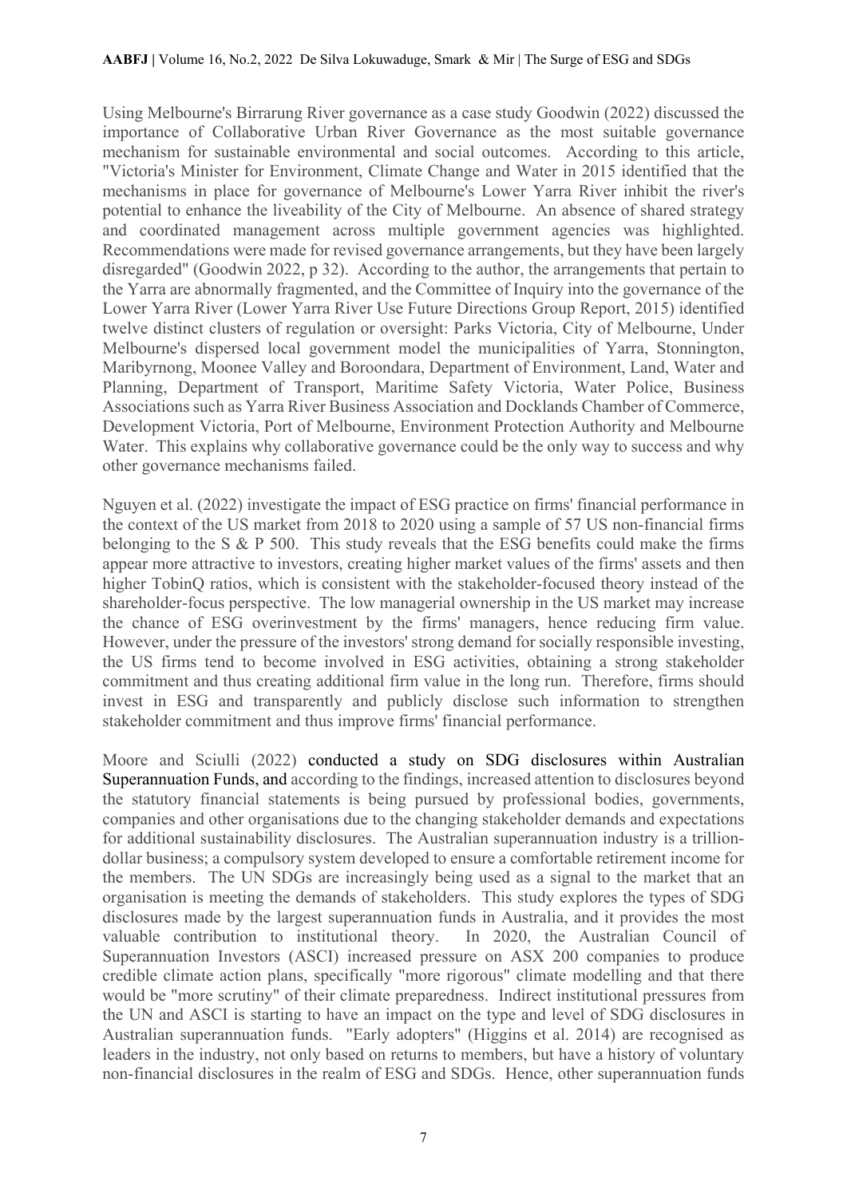Using Melbourne's Birrarung River governance as a case study Goodwin (2022) discussed the importance of Collaborative Urban River Governance as the most suitable governance mechanism for sustainable environmental and social outcomes. According to this article, "Victoria's Minister for Environment, Climate Change and Water in 2015 identified that the mechanisms in place for governance of Melbourne's Lower Yarra River inhibit the river's potential to enhance the liveability of the City of Melbourne. An absence of shared strategy and coordinated management across multiple government agencies was highlighted. Recommendations were made for revised governance arrangements, but they have been largely disregarded" (Goodwin 2022, p 32). According to the author, the arrangements that pertain to the Yarra are abnormally fragmented, and the Committee of Inquiry into the governance of the Lower Yarra River (Lower Yarra River Use Future Directions Group Report, 2015) identified twelve distinct clusters of regulation or oversight: Parks Victoria, City of Melbourne, Under Melbourne's dispersed local government model the municipalities of Yarra, Stonnington, Maribyrnong, Moonee Valley and Boroondara, Department of Environment, Land, Water and Planning, Department of Transport, Maritime Safety Victoria, Water Police, Business Associations such as Yarra River Business Association and Docklands Chamber of Commerce, Development Victoria, Port of Melbourne, Environment Protection Authority and Melbourne Water. This explains why collaborative governance could be the only way to success and why other governance mechanisms failed.

Nguyen et al. (2022) investigate the impact of ESG practice on firms' financial performance in the context of the US market from 2018 to 2020 using a sample of 57 US non-financial firms belonging to the S & P 500. This study reveals that the ESG benefits could make the firms appear more attractive to investors, creating higher market values of the firms' assets and then higher TobinQ ratios, which is consistent with the stakeholder-focused theory instead of the shareholder-focus perspective. The low managerial ownership in the US market may increase the chance of ESG overinvestment by the firms' managers, hence reducing firm value. However, under the pressure of the investors' strong demand for socially responsible investing, the US firms tend to become involved in ESG activities, obtaining a strong stakeholder commitment and thus creating additional firm value in the long run. Therefore, firms should invest in ESG and transparently and publicly disclose such information to strengthen stakeholder commitment and thus improve firms' financial performance.

Moore and Sciulli (2022) conducted a study on SDG disclosures within Australian Superannuation Funds, and according to the findings, increased attention to disclosures beyond the statutory financial statements is being pursued by professional bodies, governments, companies and other organisations due to the changing stakeholder demands and expectations for additional sustainability disclosures. The Australian superannuation industry is a trillion-dollar business; a compulsory system developed to ensure a comfortable retirement income for the members. The UN SDGs are increasingly being used as a signal to the market that an organisation is meeting the demands of stakeholders. This study explores the types of SDG disclosures made by the largest superannuation funds in Australia, and it provides the most valuable contribution to institutional theory. In 2020, the Australian Council of Superannuation Investors (ASCI) increased pressure on ASX 200 companies to produce credible climate action plans, specifically "more rigorous" climate modelling and that there would be "more scrutiny" of their climate preparedness. Indirect institutional pressures from the UN and ASCI is starting to have an impact on the type and level of SDG disclosures in Australian superannuation funds. "Early adopters" (Higgins et al. 2014) are recognised as leaders in the industry, not only based on returns to members, but have a history of voluntary non-financial disclosures in the realm of ESG and SDGs. Hence, other superannuation funds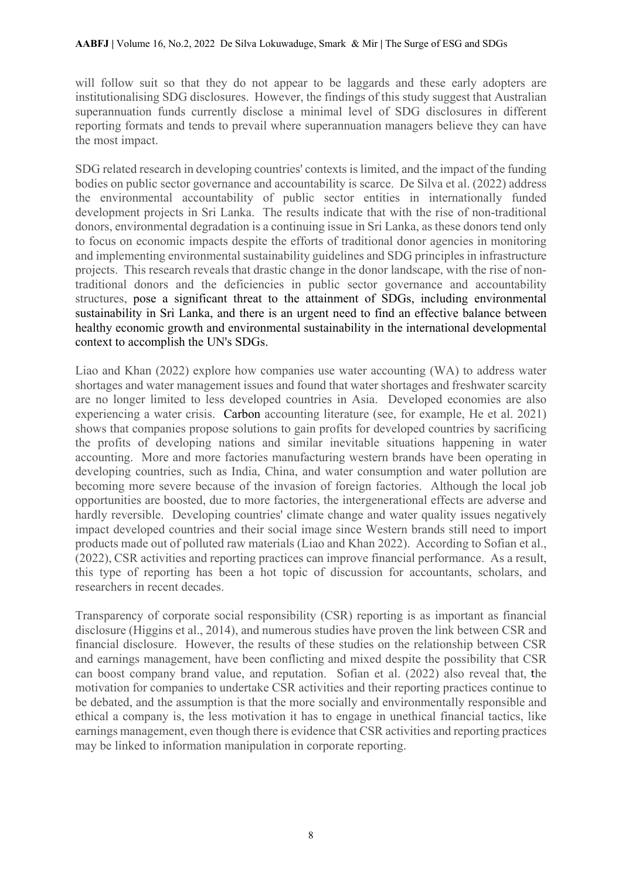will follow suit so that they do not appear to be laggards and these early adopters are institutionalising SDG disclosures. However, the findings of this study suggest that Australian superannuation funds currently disclose a minimal level of SDG disclosures in different reporting formats and tends to prevail where superannuation managers believe they can have the most impact.

SDG related research in developing countries' contexts is limited, and the impact of the funding bodies on public sector governance and accountability is scarce. De Silva et al. (2022) address the environmental accountability of public sector entities in internationally funded development projects in Sri Lanka. The results indicate that with the rise of non-traditional donors, environmental degradation is a continuing issue in Sri Lanka, as these donors tend only to focus on economic impacts despite the efforts of traditional donor agencies in monitoring and implementing environmental sustainability guidelines and SDG principles in infrastructure projects. This research reveals that drastic change in the donor landscape, with the rise of non-traditional donors and the deficiencies in public sector governance and accountability structures, pose a significant threat to the attainment of SDGs, including environmental sustainability in Sri Lanka, and there is an urgent need to find an effective balance between healthy economic growth and environmental sustainability in the international developmental context to accomplish the UN's SDGs.

Liao and Khan (2022) explore how companies use water accounting (WA) to address water shortages and water management issues and found that water shortages and freshwater scarcity are no longer limited to less developed countries in Asia. Developed economies are also experiencing a water crisis. Carbon accounting literature (see, for example, He et al. 2021) shows that companies propose solutions to gain profits for developed countries by sacrificing the profits of developing nations and similar inevitable situations happening in water accounting. More and more factories manufacturing western brands have been operating in developing countries, such as India, China, and water consumption and water pollution are becoming more severe because of the invasion of foreign factories. Although the local job opportunities are boosted, due to more factories, the intergenerational effects are adverse and hardly reversible. Developing countries' climate change and water quality issues negatively impact developed countries and their social image since Western brands still need to import products made out of polluted raw materials (Liao and Khan 2022). According to Sofian et al., (2022), CSR activities and reporting practices can improve financial performance. As a result, this type of reporting has been a hot topic of discussion for accountants, scholars, and researchers in recent decades.

Transparency of corporate social responsibility (CSR) reporting is as important as financial disclosure (Higgins et al., 2014), and numerous studies have proven the link between CSR and financial disclosure. However, the results of these studies on the relationship between CSR and earnings management, have been conflicting and mixed despite the possibility that CSR can boost company brand value, and reputation. Sofian et al. (2022) also reveal that, the motivation for companies to undertake CSR activities and their reporting practices continue to be debated, and the assumption is that the more socially and environmentally responsible and ethical a company is, the less motivation it has to engage in unethical financial tactics, like earnings management, even though there is evidence that CSR activities and reporting practices may be linked to information manipulation in corporate reporting.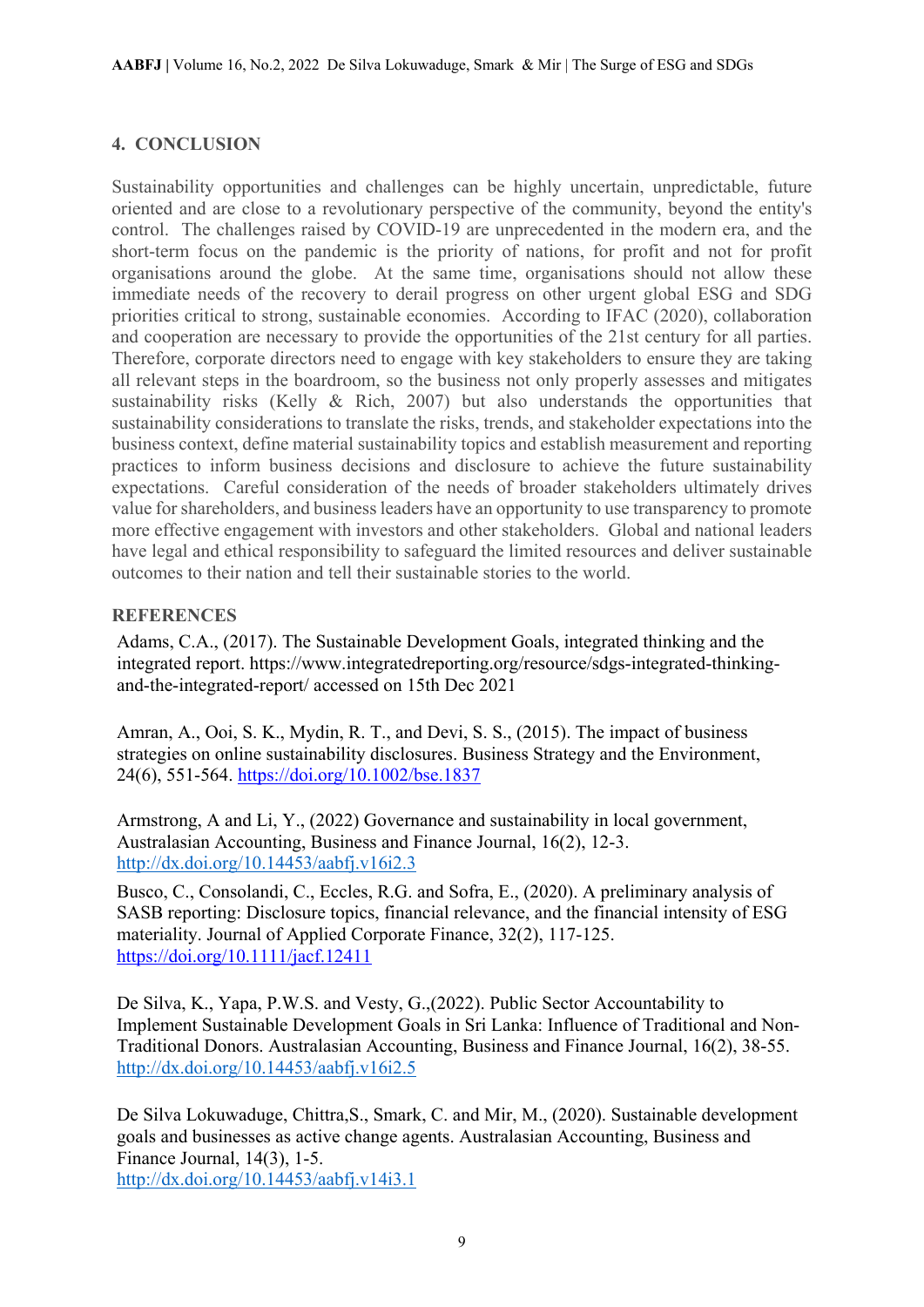## 4. CONCLUSION

Sustainability opportunities and challenges can be highly uncertain, unpredictable, future oriented and are close to a revolutionary perspective of the community, beyond the entity's control. The challenges raised by COVID-19 are unprecedented in the modern era, and the short-term focus on the pandemic is the priority of nations, for profit and not for profit organisations around the globe. At the same time, organisations should not allow these immediate needs of the recovery to derail progress on other urgent global ESG and SDG priorities critical to strong, sustainable economies. According to IFAC (2020), collaboration and cooperation are necessary to provide the opportunities of the 21st century for all parties. Therefore, corporate directors need to engage with key stakeholders to ensure they are taking all relevant steps in the boardroom, so the business not only properly assesses and mitigates sustainability risks (Kelly & Rich, 2007) but also understands the opportunities that sustainability considerations to translate the risks, trends, and stakeholder expectations into the business context, define material sustainability topics and establish measurement and reporting practices to inform business decisions and disclosure to achieve the future sustainability expectations. Careful consideration of the needs of broader stakeholders ultimately drives value for shareholders, and business leaders have an opportunity to use transparency to promote more effective engagement with investors and other stakeholders. Global and national leaders have legal and ethical responsibility to safeguard the limited resources and deliver sustainable outcomes to their nation and tell their sustainable stories to the world.

## REFERENCES

Adams, C.A., (2017). The Sustainable Development Goals, integrated thinking and the integrated report. https://www.integratedreporting.org/resource/sdgs-integrated-thinking-and-the-integrated-report/ accessed on 15th Dec 2021

Amran, A., Ooi, S. K., Mydin, R. T., and Devi, S. S., (2015). The impact of business strategies on online sustainability disclosures. Business Strategy and the Environment, 24(6), 551-564. https://doi.org/10.1002/bse.1837

Armstrong, A and Li, Y., (2022) Governance and sustainability in local government, Australasian Accounting, Business and Finance Journal, 16(2), 12-3. http://dx.doi.org/10.14453/aabfj.v16i2.3

Busco, C., Consolandi, C., Eccles, R.G. and Sofra, E., (2020). A preliminary analysis of SASB reporting: Disclosure topics, financial relevance, and the financial intensity of ESG materiality. Journal of Applied Corporate Finance, 32(2), 117-125. https://doi.org/10.1111/jacf.12411

De Silva, K., Yapa, P.W.S. and Vesty, G.,(2022). Public Sector Accountability to Implement Sustainable Development Goals in Sri Lanka: Influence of Traditional and Non-Traditional Donors. Australasian Accounting, Business and Finance Journal, 16(2), 38-55. http://dx.doi.org/10.14453/aabfj.v16i2.5

De Silva Lokuwaduge, Chittra,S., Smark, C. and Mir, M., (2020). Sustainable development goals and businesses as active change agents. Australasian Accounting, Business and Finance Journal, 14(3), 1-5. http://dx.doi.org/10.14453/aabfj.v14i3.1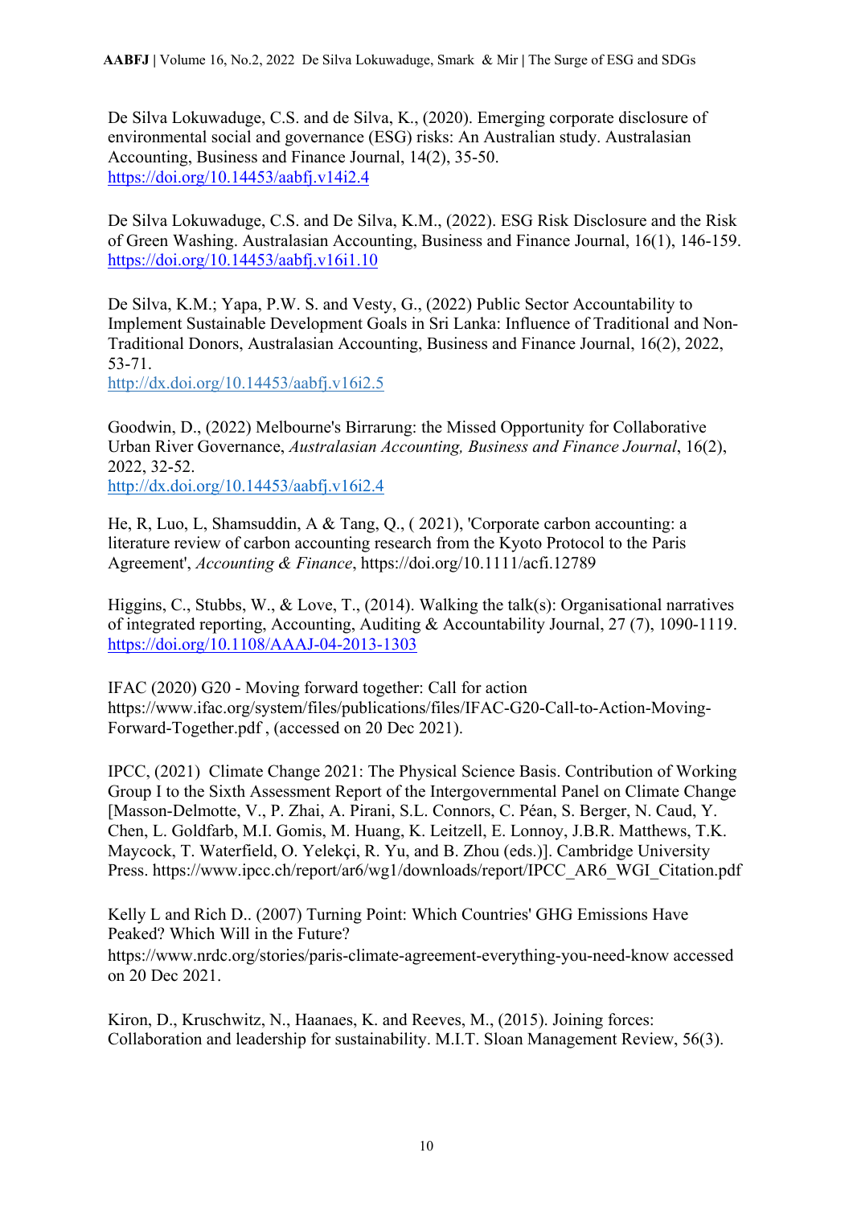De Silva Lokuwaduge, C.S. and de Silva, K., (2020). Emerging corporate disclosure of environmental social and governance (ESG) risks: An Australian study. Australasian Accounting, Business and Finance Journal, 14(2), 35-50. https://doi.org/10.14453/aabfj.v14i2.4

De Silva Lokuwaduge, C.S. and De Silva, K.M., (2022). ESG Risk Disclosure and the Risk of Green Washing. Australasian Accounting, Business and Finance Journal, 16(1), 146-159. https://doi.org/10.14453/aabfj.v16i1.10

De Silva, K.M.; Yapa, P.W. S. and Vesty, G., (2022) Public Sector Accountability to Implement Sustainable Development Goals in Sri Lanka: Influence of Traditional and Non-Traditional Donors, Australasian Accounting, Business and Finance Journal, 16(2), 2022, 53-71. http://dx.doi.org/10.14453/aabfj.v16i2.5

Goodwin, D., (2022) Melbourne's Birrarung: the Missed Opportunity for Collaborative Urban River Governance, *Australasian Accounting, Business and Finance Journal*, 16(2), 2022, 32-52. http://dx.doi.org/10.14453/aabfj.v16i2.4

He, R, Luo, L, Shamsuddin, A & Tang, Q., ( 2021), 'Corporate carbon accounting: a literature review of carbon accounting research from the Kyoto Protocol to the Paris Agreement', *Accounting & Finance*, https://doi.org/10.1111/acfi.12789

Higgins, C., Stubbs, W., & Love, T., (2014). Walking the talk(s): Organisational narratives of integrated reporting, Accounting, Auditing & Accountability Journal, 27 (7), 1090-1119. https://doi.org/10.1108/AAAJ-04-2013-1303

IFAC (2020) G20 - Moving forward together: Call for action https://www.ifac.org/system/files/publications/files/IFAC-G20-Call-to-Action-Moving-Forward-Together.pdf , (accessed on 20 Dec 2021).

IPCC, (2021) Climate Change 2021: The Physical Science Basis. Contribution of Working Group I to the Sixth Assessment Report of the Intergovernmental Panel on Climate Change [Masson-Delmotte, V., P. Zhai, A. Pirani, S.L. Connors, C. Péan, S. Berger, N. Caud, Y. Chen, L. Goldfarb, M.I. Gomis, M. Huang, K. Leitzell, E. Lonnoy, J.B.R. Matthews, T.K. Maycock, T. Waterfield, O. Yelekçi, R. Yu, and B. Zhou (eds.)]. Cambridge University Press. https://www.ipcc.ch/report/ar6/wg1/downloads/report/IPCC_AR6_WGI_Citation.pdf

Kelly L and Rich D.. (2007) Turning Point: Which Countries' GHG Emissions Have Peaked? Which Will in the Future? https://www.nrdc.org/stories/paris-climate-agreement-everything-you-need-know accessed on 20 Dec 2021.

Kiron, D., Kruschwitz, N., Haanaes, K. and Reeves, M., (2015). Joining forces: Collaboration and leadership for sustainability. M.I.T. Sloan Management Review, 56(3).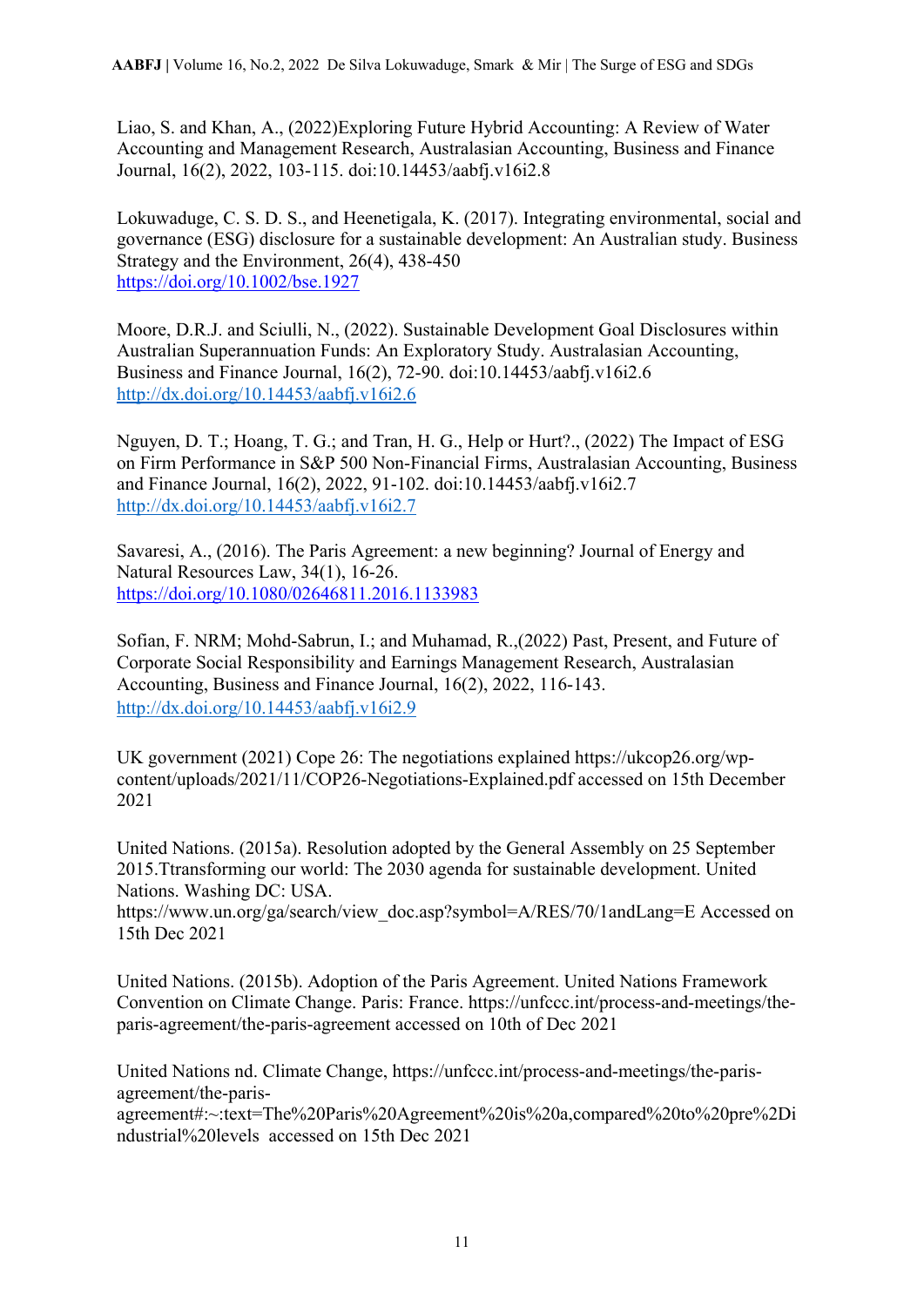Liao, S. and Khan, A., (2022)Exploring Future Hybrid Accounting: A Review of Water Accounting and Management Research, Australasian Accounting, Business and Finance Journal, 16(2), 2022, 103-115. doi:10.14453/aabfj.v16i2.8

Lokuwaduge, C. S. D. S., and Heenetigala, K. (2017). Integrating environmental, social and governance (ESG) disclosure for a sustainable development: An Australian study. Business Strategy and the Environment, 26(4), 438-450 https://doi.org/10.1002/bse.1927

Moore, D.R.J. and Sciulli, N., (2022). Sustainable Development Goal Disclosures within Australian Superannuation Funds: An Exploratory Study. Australasian Accounting, Business and Finance Journal, 16(2), 72-90. doi:10.14453/aabfj.v16i2.6 http://dx.doi.org/10.14453/aabfj.v16i2.6

Nguyen, D. T.; Hoang, T. G.; and Tran, H. G., Help or Hurt?., (2022) The Impact of ESG on Firm Performance in S&P 500 Non-Financial Firms, Australasian Accounting, Business and Finance Journal, 16(2), 2022, 91-102. doi:10.14453/aabfj.v16i2.7 http://dx.doi.org/10.14453/aabfj.v16i2.7

Savaresi, A., (2016). The Paris Agreement: a new beginning? Journal of Energy and Natural Resources Law, 34(1), 16-26. https://doi.org/10.1080/02646811.2016.1133983

Sofian, F. NRM; Mohd-Sabrun, I.; and Muhamad, R.,(2022) Past, Present, and Future of Corporate Social Responsibility and Earnings Management Research, Australasian Accounting, Business and Finance Journal, 16(2), 2022, 116-143. http://dx.doi.org/10.14453/aabfj.v16i2.9

UK government (2021) Cope 26: The negotiations explained https://ukcop26.org/wp-content/uploads/2021/11/COP26-Negotiations-Explained.pdf accessed on 15th December 2021

United Nations. (2015a). Resolution adopted by the General Assembly on 25 September 2015.Ttransforming our world: The 2030 agenda for sustainable development. United Nations. Washing DC: USA. https://www.un.org/ga/search/view_doc.asp?symbol=A/RES/70/1andLang=E Accessed on 15th Dec 2021

United Nations. (2015b). Adoption of the Paris Agreement. United Nations Framework Convention on Climate Change. Paris: France. https://unfccc.int/process-and-meetings/the-paris-agreement/the-paris-agreement accessed on 10th of Dec 2021

United Nations nd. Climate Change, https://unfccc.int/process-and-meetings/the-paris-agreement/the-paris-agreement#:~:text=The%20Paris%20Agreement%20is%20a,compared%20to%20pre%2Dindustrial%20levels accessed on 15th Dec 2021